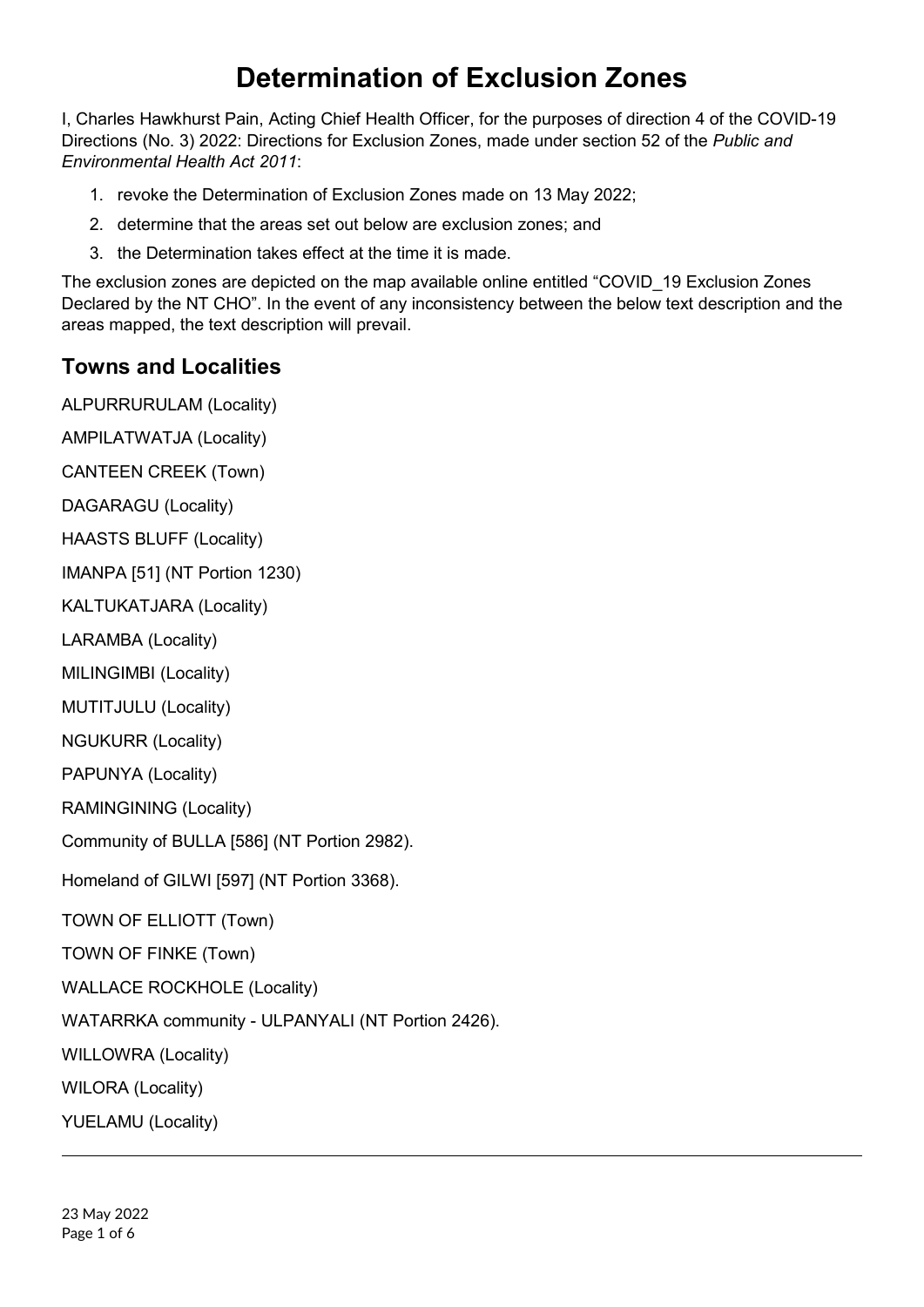# Determination of Exclusion Zones

I, Charles Hawkhurst Pain, Acting Chief Health Officer, for the purposes of direction 4 of the COVID-19 Directions (No. 3) 2022: Directions for Exclusion Zones, made under section 52 of the *Public and Environmental Health Act 2011*:

1. revoke the Determination of Exclusion Zones made on 13 May 2022;
2. determine that the areas set out below are exclusion zones; and
3. the Determination takes effect at the time it is made.

The exclusion zones are depicted on the map available online entitled "COVID_19 Exclusion Zones Declared by the NT CHO". In the event of any inconsistency between the below text description and the areas mapped, the text description will prevail.

## Towns and Localities

ALPURRURULAM (Locality)

AMPILATWATJA (Locality)

CANTEEN CREEK (Town)

DAGARAGU (Locality)

HAASTS BLUFF (Locality)

IMANPA [51] (NT Portion 1230)

KALTUKATJARA (Locality)

LARAMBA (Locality)

MILINGIMBI (Locality)

MUTITJULU (Locality)

NGUKURR (Locality)

PAPUNYA (Locality)

RAMINGINING (Locality)

Community of BULLA [586] (NT Portion 2982).

Homeland of GILWI [597] (NT Portion 3368).

TOWN OF ELLIOTT (Town)

TOWN OF FINKE (Town)

WALLACE ROCKHOLE (Locality)

WATARRKA community - ULPANYALI (NT Portion 2426).

WILLOWRA (Locality)

WILORA (Locality)

YUELAMU (Locality)

23 May 2022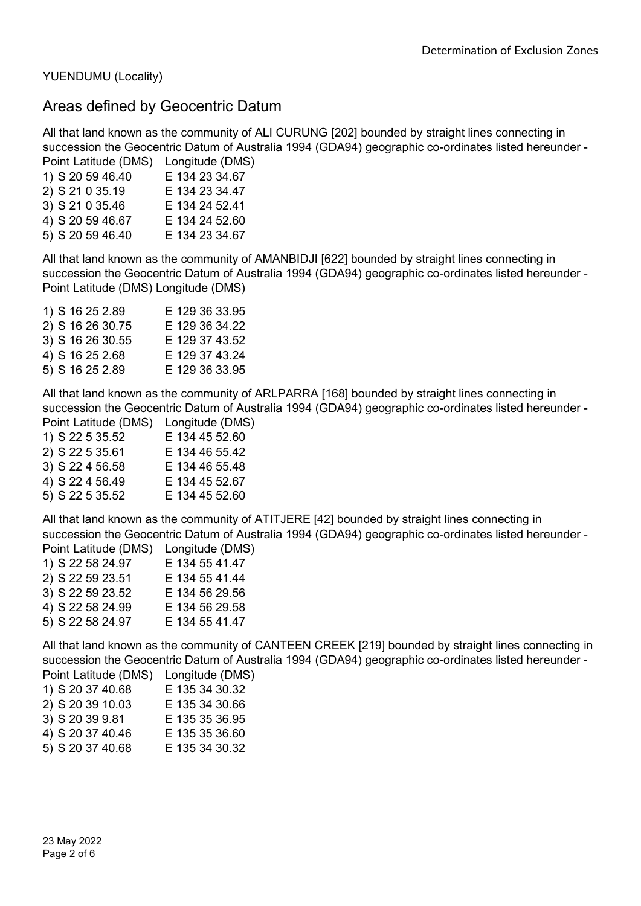YUENDUMU (Locality)

## Areas defined by Geocentric Datum

All that land known as the community of ALI CURUNG [202] bounded by straight lines connecting in succession the Geocentric Datum of Australia 1994 (GDA94) geographic co-ordinates listed hereunder -

| Point Latitude (DMS) | Longitude (DMS) |
|---|---|
| 1) S 20 59 46.40 | E 134 23 34.67 |
| 2) S 21 0 35.19 | E 134 23 34.47 |
| 3) S 21 0 35.46 | E 134 24 52.41 |
| 4) S 20 59 46.67 | E 134 24 52.60 |
| 5) S 20 59 46.40 | E 134 23 34.67 |

All that land known as the community of AMANBIDJI [622] bounded by straight lines connecting in succession the Geocentric Datum of Australia 1994 (GDA94) geographic co-ordinates listed hereunder -

| Point Latitude (DMS) | Longitude (DMS) |
|---|---|
| 1) S 16 25 2.89 | E 129 36 33.95 |
| 2) S 16 26 30.75 | E 129 36 34.22 |
| 3) S 16 26 30.55 | E 129 37 43.52 |
| 4) S 16 25 2.68 | E 129 37 43.24 |
| 5) S 16 25 2.89 | E 129 36 33.95 |

All that land known as the community of ARLPARRA [168] bounded by straight lines connecting in succession the Geocentric Datum of Australia 1994 (GDA94) geographic co-ordinates listed hereunder -

| Point Latitude (DMS) | Longitude (DMS) |
|---|---|
| 1) S 22 5 35.52 | E 134 45 52.60 |
| 2) S 22 5 35.61 | E 134 46 55.42 |
| 3) S 22 4 56.58 | E 134 46 55.48 |
| 4) S 22 4 56.49 | E 134 45 52.67 |
| 5) S 22 5 35.52 | E 134 45 52.60 |

All that land known as the community of ATITJERE [42] bounded by straight lines connecting in succession the Geocentric Datum of Australia 1994 (GDA94) geographic co-ordinates listed hereunder -

| Point Latitude (DMS) | Longitude (DMS) |
|---|---|
| 1) S 22 58 24.97 | E 134 55 41.47 |
| 2) S 22 59 23.51 | E 134 55 41.44 |
| 3) S 22 59 23.52 | E 134 56 29.56 |
| 4) S 22 58 24.99 | E 134 56 29.58 |
| 5) S 22 58 24.97 | E 134 55 41.47 |

All that land known as the community of CANTEEN CREEK [219] bounded by straight lines connecting in succession the Geocentric Datum of Australia 1994 (GDA94) geographic co-ordinates listed hereunder -

| Point Latitude (DMS) | Longitude (DMS) |
|---|---|
| 1) S 20 37 40.68 | E 135 34 30.32 |
| 2) S 20 39 10.03 | E 135 34 30.66 |
| 3) S 20 39 9.81 | E 135 35 36.95 |
| 4) S 20 37 40.46 | E 135 35 36.60 |
| 5) S 20 37 40.68 | E 135 34 30.32 |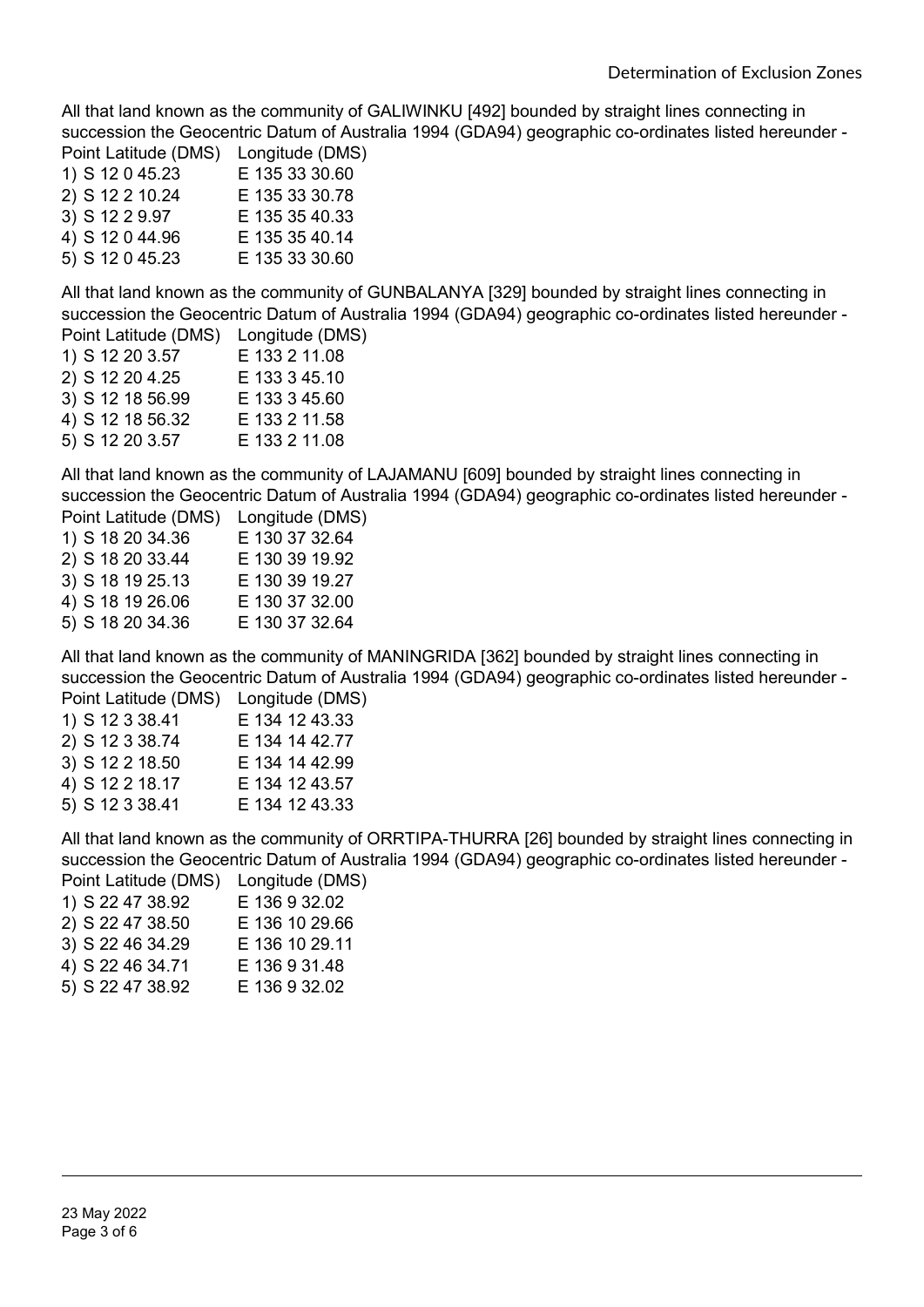All that land known as the community of GALIWINKU [492] bounded by straight lines connecting in succession the Geocentric Datum of Australia 1994 (GDA94) geographic co-ordinates listed hereunder -

| Point Latitude (DMS) | Longitude (DMS) |
|---|---|
| 1) S 12 0 45.23 | E 135 33 30.60 |
| 2) S 12 2 10.24 | E 135 33 30.78 |
| 3) S 12 2 9.97 | E 135 35 40.33 |
| 4) S 12 0 44.96 | E 135 35 40.14 |
| 5) S 12 0 45.23 | E 135 33 30.60 |

All that land known as the community of GUNBALANYA [329] bounded by straight lines connecting in succession the Geocentric Datum of Australia 1994 (GDA94) geographic co-ordinates listed hereunder -

| Point Latitude (DMS) | Longitude (DMS) |
|---|---|
| 1) S 12 20 3.57 | E 133 2 11.08 |
| 2) S 12 20 4.25 | E 133 3 45.10 |
| 3) S 12 18 56.99 | E 133 3 45.60 |
| 4) S 12 18 56.32 | E 133 2 11.58 |
| 5) S 12 20 3.57 | E 133 2 11.08 |

All that land known as the community of LAJAMANU [609] bounded by straight lines connecting in succession the Geocentric Datum of Australia 1994 (GDA94) geographic co-ordinates listed hereunder -

| Point Latitude (DMS) | Longitude (DMS) |
|---|---|
| 1) S 18 20 34.36 | E 130 37 32.64 |
| 2) S 18 20 33.44 | E 130 39 19.92 |
| 3) S 18 19 25.13 | E 130 39 19.27 |
| 4) S 18 19 26.06 | E 130 37 32.00 |
| 5) S 18 20 34.36 | E 130 37 32.64 |

All that land known as the community of MANINGRIDA [362] bounded by straight lines connecting in succession the Geocentric Datum of Australia 1994 (GDA94) geographic co-ordinates listed hereunder -

| Point Latitude (DMS) | Longitude (DMS) |
|---|---|
| 1) S 12 3 38.41 | E 134 12 43.33 |
| 2) S 12 3 38.74 | E 134 14 42.77 |
| 3) S 12 2 18.50 | E 134 14 42.99 |
| 4) S 12 2 18.17 | E 134 12 43.57 |
| 5) S 12 3 38.41 | E 134 12 43.33 |

All that land known as the community of ORRTIPA-THURRA [26] bounded by straight lines connecting in succession the Geocentric Datum of Australia 1994 (GDA94) geographic co-ordinates listed hereunder -

| Point Latitude (DMS) | Longitude (DMS) |
|---|---|
| 1) S 22 47 38.92 | E 136 9 32.02 |
| 2) S 22 47 38.50 | E 136 10 29.66 |
| 3) S 22 46 34.29 | E 136 10 29.11 |
| 4) S 22 46 34.71 | E 136 9 31.48 |
| 5) S 22 47 38.92 | E 136 9 32.02 |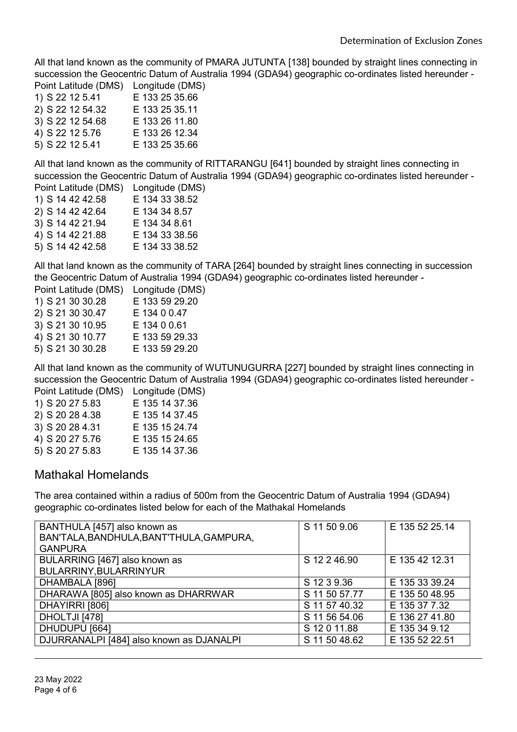All that land known as the community of PMARA JUTUNTA [138] bounded by straight lines connecting in succession the Geocentric Datum of Australia 1994 (GDA94) geographic co-ordinates listed hereunder -

| Point Latitude (DMS) | Longitude (DMS) |
|---|---|
| 1) S 22 12 5.41 | E 133 25 35.66 |
| 2) S 22 12 54.32 | E 133 25 35.11 |
| 3) S 22 12 54.68 | E 133 26 11.80 |
| 4) S 22 12 5.76 | E 133 26 12.34 |
| 5) S 22 12 5.41 | E 133 25 35.66 |

All that land known as the community of RITTARANGU [641] bounded by straight lines connecting in succession the Geocentric Datum of Australia 1994 (GDA94) geographic co-ordinates listed hereunder -

| Point Latitude (DMS) | Longitude (DMS) |
|---|---|
| 1) S 14 42 42.58 | E 134 33 38.52 |
| 2) S 14 42 42.64 | E 134 34 8.57 |
| 3) S 14 42 21.94 | E 134 34 8.61 |
| 4) S 14 42 21.88 | E 134 33 38.56 |
| 5) S 14 42 42.58 | E 134 33 38.52 |

All that land known as the community of TARA [264] bounded by straight lines connecting in succession the Geocentric Datum of Australia 1994 (GDA94) geographic co-ordinates listed hereunder -

| Point Latitude (DMS) | Longitude (DMS) |
|---|---|
| 1) S 21 30 30.28 | E 133 59 29.20 |
| 2) S 21 30 30.47 | E 134 0 0.47 |
| 3) S 21 30 10.95 | E 134 0 0.61 |
| 4) S 21 30 10.77 | E 133 59 29.33 |
| 5) S 21 30 30.28 | E 133 59 29.20 |

All that land known as the community of WUTUNUGURRA [227] bounded by straight lines connecting in succession the Geocentric Datum of Australia 1994 (GDA94) geographic co-ordinates listed hereunder -

| Point Latitude (DMS) | Longitude (DMS) |
|---|---|
| 1) S 20 27 5.83 | E 135 14 37.36 |
| 2) S 20 28 4.38 | E 135 14 37.45 |
| 3) S 20 28 4.31 | E 135 15 24.74 |
| 4) S 20 27 5.76 | E 135 15 24.65 |
| 5) S 20 27 5.83 | E 135 14 37.36 |

## Mathakal Homelands

The area contained within a radius of 500m from the Geocentric Datum of Australia 1994 (GDA94) geographic co-ordinates listed below for each of the Mathakal Homelands

| Homeland | Latitude | Longitude |
|---|---|---|
| BANTHULA [457] also known as BAN'TALA,BANDHULA,BANT'THULA,GAMPURA, GANPURA | S 11 50 9.06 | E 135 52 25.14 |
| BULARRING [467] also known as BULARRINY,BULARRINYUR | S 12 2 46.90 | E 135 42 12.31 |
| DHAMBALA [896] | S 12 3 9.36 | E 135 33 39.24 |
| DHARAWA [805] also known as DHARRWAR | S 11 50 57.77 | E 135 50 48.95 |
| DHAYIRRI [806] | S 11 57 40.32 | E 135 37 7.32 |
| DHOLTJI [478] | S 11 56 54.06 | E 136 27 41.80 |
| DHUDUPU [664] | S 12 0 11.88 | E 135 34 9.12 |
| DJURRANALPI [484] also known as DJANALPI | S 11 50 48.62 | E 135 52 22.51 |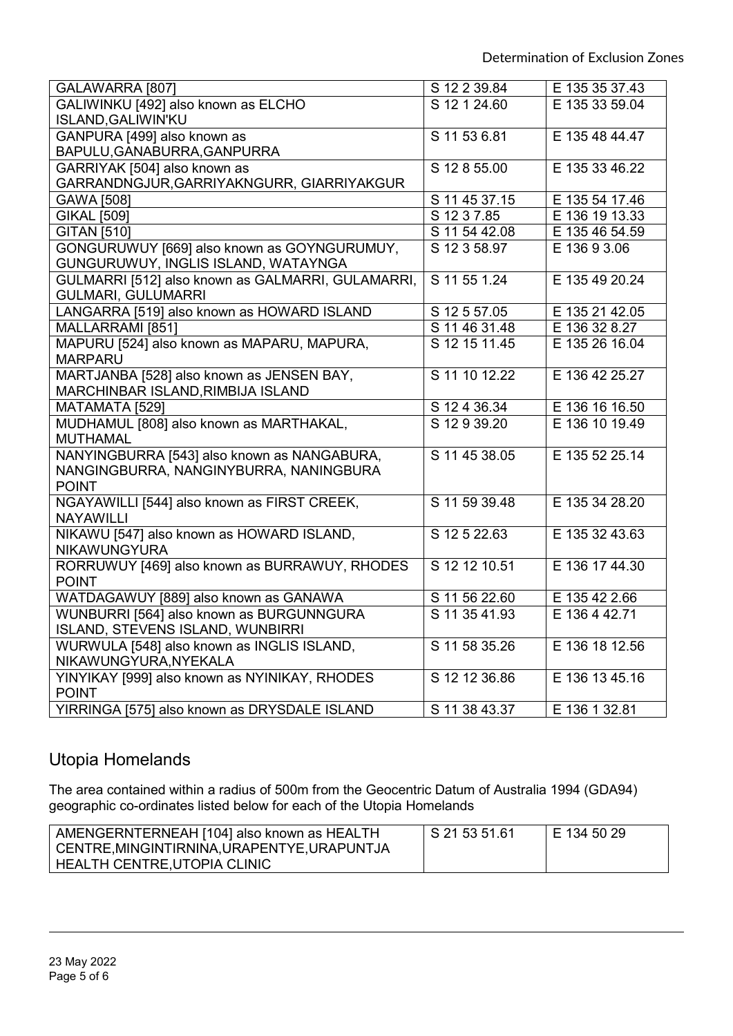| GALAWARRA [807] | S 12 2 39.84 | E 135 35 37.43 |
|---|---|---|
| GALIWINKU [492] also known as ELCHO ISLAND,GALIWIN'KU | S 12 1 24.60 | E 135 33 59.04 |
| GANPURA [499] also known as BAPULU,GANABURRA,GANPURRA | S 11 53 6.81 | E 135 48 44.47 |
| GARRIYAK [504] also known as GARRANDNGJUR,GARRIYAKNGURR, GIARRIYAKGUR | S 12 8 55.00 | E 135 33 46.22 |
| GAWA [508] | S 11 45 37.15 | E 135 54 17.46 |
| GIKAL [509] | S 12 3 7.85 | E 136 19 13.33 |
| GITAN [510] | S 11 54 42.08 | E 135 46 54.59 |
| GONGURUWUY [669] also known as GOYNGURUMUY, GUNGURUWUY, INGLIS ISLAND, WATAYNGA | S 12 3 58.97 | E 136 9 3.06 |
| GULMARRI [512] also known as GALMARRI, GULAMARRI, GULMARI, GULUMARRI | S 11 55 1.24 | E 135 49 20.24 |
| LANGARRA [519] also known as HOWARD ISLAND | S 12 5 57.05 | E 135 21 42.05 |
| MALLARRAMI [851] | S 11 46 31.48 | E 136 32 8.27 |
| MAPURU [524] also known as MAPARU, MAPURA, MARPARU | S 12 15 11.45 | E 135 26 16.04 |
| MARTJANBA [528] also known as JENSEN BAY, MARCHINBAR ISLAND,RIMBIJA ISLAND | S 11 10 12.22 | E 136 42 25.27 |
| MATAMATA [529] | S 12 4 36.34 | E 136 16 16.50 |
| MUDHAMUL [808] also known as MARTHAKAL, MUTHAMAL | S 12 9 39.20 | E 136 10 19.49 |
| NANYINGBURRA [543] also known as NANGABURA, NANGINGBURRA, NANGINYBURRA, NANINGBURA POINT | S 11 45 38.05 | E 135 52 25.14 |
| NGAYAWILLI [544] also known as FIRST CREEK, NAYAWILLI | S 11 59 39.48 | E 135 34 28.20 |
| NIKAWU [547] also known as HOWARD ISLAND, NIKAWUNGYURA | S 12 5 22.63 | E 135 32 43.63 |
| RORRUWUY [469] also known as BURRAWUY, RHODES POINT | S 12 12 10.51 | E 136 17 44.30 |
| WATDAGAWUY [889] also known as GANAWA | S 11 56 22.60 | E 135 42 2.66 |
| WUNBURRI [564] also known as BURGUNNGURA ISLAND, STEVENS ISLAND, WUNBIRRI | S 11 35 41.93 | E 136 4 42.71 |
| WURWULA [548] also known as INGLIS ISLAND, NIKAWUNGYURA,NYEKALA | S 11 58 35.26 | E 136 18 12.56 |
| YINYIKAY [999] also known as NYINIKAY, RHODES POINT | S 12 12 36.86 | E 136 13 45.16 |
| YIRRINGA [575] also known as DRYSDALE ISLAND | S 11 38 43.37 | E 136 1 32.81 |

## Utopia Homelands

The area contained within a radius of 500m from the Geocentric Datum of Australia 1994 (GDA94) geographic co-ordinates listed below for each of the Utopia Homelands

| AMENGERNTERNEAH [104] also known as HEALTH CENTRE,MINGINTIRNINA,URAPENTYE,URAPUNTJA HEALTH CENTRE,UTOPIA CLINIC | S 21 53 51.61 | E 134 50 29 |
|---|---|---|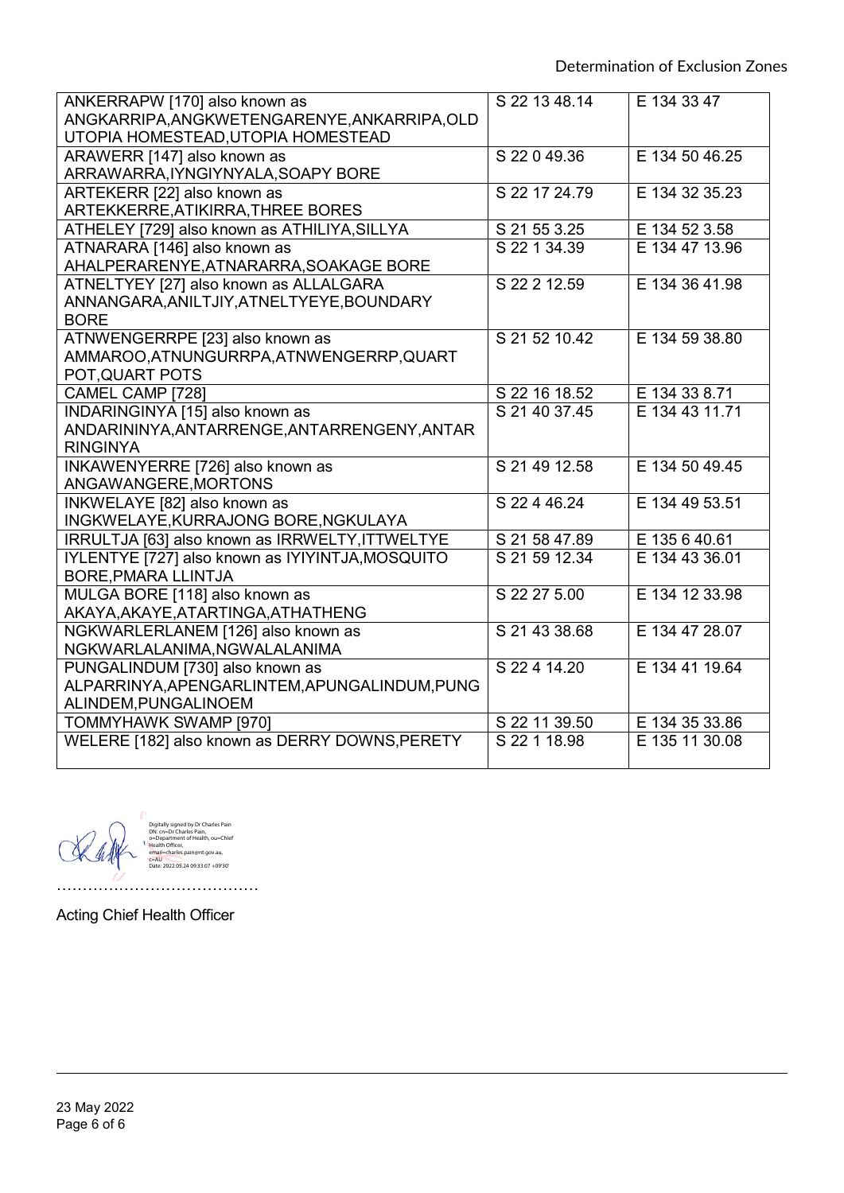| | | |
|---|---|---|
| ANKERRAPW [170] also known as ANGKARRIPA,ANGKWETENGARENYE,ANKARRIPA,OLD UTOPIA HOMESTEAD,UTOPIA HOMESTEAD | S 22 13 48.14 | E 134 33 47 |
| ARAWERR [147] also known as ARRAWARRA,IYNGIYNYALA,SOAPY BORE | S 22 0 49.36 | E 134 50 46.25 |
| ARTEKERR [22] also known as ARTEKKERRE,ATIKIRRA,THREE BORES | S 22 17 24.79 | E 134 32 35.23 |
| ATHELEY [729] also known as ATHILIYA,SILLYA | S 21 55 3.25 | E 134 52 3.58 |
| ATNARARA [146] also known as AHALPERARENYE,ATNARARRA,SOAKAGE BORE | S 22 1 34.39 | E 134 47 13.96 |
| ATNELTYEY [27] also known as ALLALGARA ANNANGARA,ANILTJIY,ATNELTYEYE,BOUNDARY BORE | S 22 2 12.59 | E 134 36 41.98 |
| ATNWENGERRPE [23] also known as AMMAROO,ATNUNGURRPA,ATNWENGERRP,QUART POT,QUART POTS | S 21 52 10.42 | E 134 59 38.80 |
| CAMEL CAMP [728] | S 22 16 18.52 | E 134 33 8.71 |
| INDARINGINYA [15] also known as ANDARININYA,ANTARRENGE,ANTARRENGENY,ANTAR RINGINYA | S 21 40 37.45 | E 134 43 11.71 |
| INKAWENYERRE [726] also known as ANGAWANGERE,MORTONS | S 21 49 12.58 | E 134 50 49.45 |
| INKWELAYE [82] also known as INGKWELAYE,KURRAJONG BORE,NGKULAYA | S 22 4 46.24 | E 134 49 53.51 |
| IRRULTJA [63] also known as IRRWELTY,ITTWELTYE | S 21 58 47.89 | E 135 6 40.61 |
| IYLENTYE [727] also known as IYIYINTJA,MOSQUITO BORE,PMARA LLINTJA | S 21 59 12.34 | E 134 43 36.01 |
| MULGA BORE [118] also known as AKAYA,AKAYE,ATARTINGA,ATHATHENG | S 22 27 5.00 | E 134 12 33.98 |
| NGKWARLERLANEM [126] also known as NGKWARLALANIMA,NGWALALANIMA | S 21 43 38.68 | E 134 47 28.07 |
| PUNGALINDUM [730] also known as ALPARRINYA,APENGARLINTEM,APUNGALINDUM,PUNG ALINDEM,PUNGALINOEM | S 22 4 14.20 | E 134 41 19.64 |
| TOMMYHAWK SWAMP [970] | S 22 11 39.50 | E 134 35 33.86 |
| WELERE [182] also known as DERRY DOWNS,PERETY | S 22 1 18.98 | E 135 11 30.08 |

Digitally signed by Dr Charles Pain
DN: cn=Dr Charles Pain, o=Department of Health, ou=Chief Health Officer, email=charles.pain@nt.gov.au, c=AU
Date: 2022.05.24 09:33:07 +09'30'

…………………………………

Acting Chief Health Officer

23 May 2022